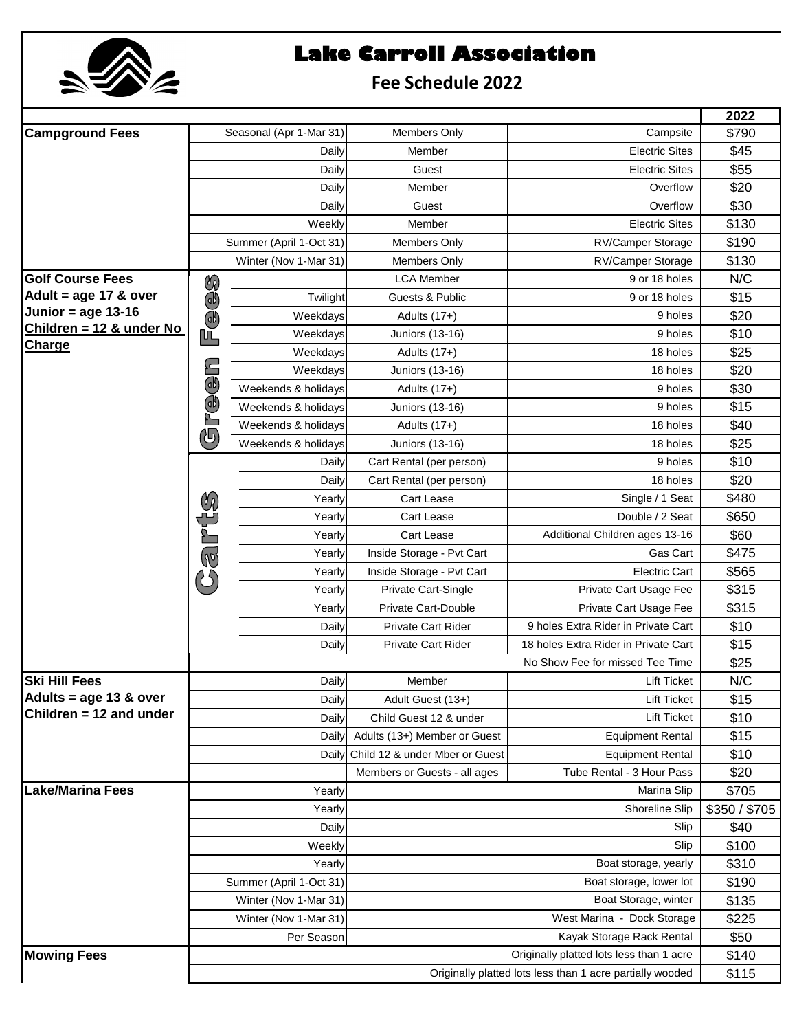# Lake Carroll Association

## Fee Schedule 2022

| | | | | | 2022 |
|---|---|---|---|---|---|
| **Campground Fees** | | Seasonal (Apr 1-Mar 31) | Members Only | Campsite | $790 |
| | | Daily | Member | Electric Sites | $45 |
| | | Daily | Guest | Electric Sites | $55 |
| | | Daily | Member | Overflow | $20 |
| | | Daily | Guest | Overflow | $30 |
| | | Weekly | Member | Electric Sites | $130 |
| | | Summer (April 1-Oct 31) | Members Only | RV/Camper Storage | $190 |
| | | Winter (Nov 1-Mar 31) | Members Only | RV/Camper Storage | $130 |
| **Golf Course Fees** | Green Fees | | LCA Member | 9 or 18 holes | N/C |
| **Adult = age 17 & over** | | Twilight | Guests & Public | 9 or 18 holes | $15 |
| **Junior = age 13-16** | | Weekdays | Adults (17+) | 9 holes | $20 |
| **Children = 12 & under No Charge** | | Weekdays | Juniors (13-16) | 9 holes | $10 |
| | | Weekdays | Adults (17+) | 18 holes | $25 |
| | | Weekdays | Juniors (13-16) | 18 holes | $20 |
| | | Weekends & holidays | Adults (17+) | 9 holes | $30 |
| | | Weekends & holidays | Juniors (13-16) | 9 holes | $15 |
| | | Weekends & holidays | Adults (17+) | 18 holes | $40 |
| | | Weekends & holidays | Juniors (13-16) | 18 holes | $25 |
| | Carts | Daily | Cart Rental (per person) | 9 holes | $10 |
| | | Daily | Cart Rental (per person) | 18 holes | $20 |
| | | Yearly | Cart Lease | Single / 1 Seat | $480 |
| | | Yearly | Cart Lease | Double / 2 Seat | $650 |
| | | Yearly | Cart Lease | Additional Children ages 13-16 | $60 |
| | | Yearly | Inside Storage - Pvt Cart | Gas Cart | $475 |
| | | Yearly | Inside Storage - Pvt Cart | Electric Cart | $565 |
| | | Yearly | Private Cart-Single | Private Cart Usage Fee | $315 |
| | | Yearly | Private Cart-Double | Private Cart Usage Fee | $315 |
| | | Daily | Private Cart Rider | 9 holes Extra Rider in Private Cart | $10 |
| | | Daily | Private Cart Rider | 18 holes Extra Rider in Private Cart | $15 |
| | | | | No Show Fee for missed Tee Time | $25 |
| **Ski Hill Fees** | | Daily | Member | Lift Ticket | N/C |
| **Adults = age 13 & over** | | Daily | Adult Guest (13+) | Lift Ticket | $15 |
| **Children = 12 and under** | | Daily | Child Guest 12 & under | Lift Ticket | $10 |
| | | Daily | Adults (13+) Member or Guest | Equipment Rental | $15 |
| | | Daily | Child 12 & under Mber or Guest | Equipment Rental | $10 |
| | | | Members or Guests - all ages | Tube Rental - 3 Hour Pass | $20 |
| **Lake/Marina Fees** | | Yearly | | Marina Slip | $705 |
| | | Yearly | | Shoreline Slip | $350 / $705 |
| | | Daily | | Slip | $40 |
| | | Weekly | | Slip | $100 |
| | | Yearly | | Boat storage, yearly | $310 |
| | | Summer (April 1-Oct 31) | | Boat storage, lower lot | $190 |
| | | Winter (Nov 1-Mar 31) | | Boat Storage, winter | $135 |
| | | Winter (Nov 1-Mar 31) | | West Marina - Dock Storage | $225 |
| | | Per Season | | Kayak Storage Rack Rental | $50 |
| **Mowing Fees** | | | | Originally platted lots less than 1 acre | $140 |
| | | | | Originally platted lots less than 1 acre partially wooded | $115 |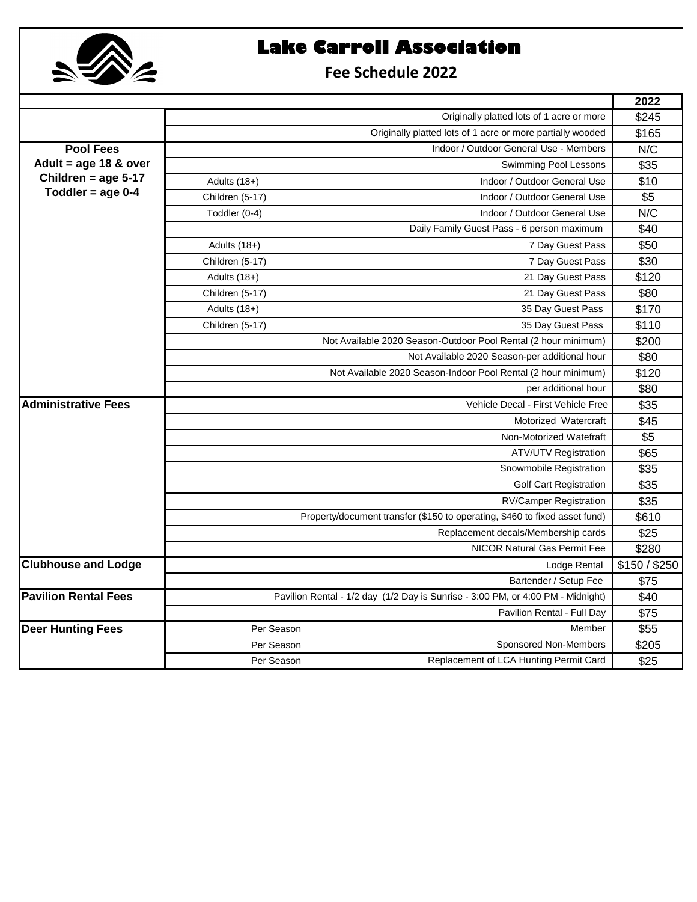# Lake Carroll Association

## Fee Schedule 2022

| | | | 2022 |
|---|---|---|---|
| | | Originally platted lots of 1 acre or more | $245 |
| | | Originally platted lots of 1 acre or more partially wooded | $165 |
| **Pool Fees** | | Indoor / Outdoor General Use - Members | N/C |
| **Adult = age 18 & over** | | Swimming Pool Lessons | $35 |
| **Children = age 5-17** | Adults (18+) | Indoor / Outdoor General Use | $10 |
| **Toddler = age 0-4** | Children (5-17) | Indoor / Outdoor General Use | $5 |
| | Toddler (0-4) | Indoor / Outdoor General Use | N/C |
| | | Daily Family Guest Pass - 6 person maximum | $40 |
| | Adults (18+) | 7 Day Guest Pass | $50 |
| | Children (5-17) | 7 Day Guest Pass | $30 |
| | Adults (18+) | 21 Day Guest Pass | $120 |
| | Children (5-17) | 21 Day Guest Pass | $80 |
| | Adults (18+) | 35 Day Guest Pass | $170 |
| | Children (5-17) | 35 Day Guest Pass | $110 |
| | | Not Available 2020 Season-Outdoor Pool Rental (2 hour minimum) | $200 |
| | | Not Available 2020 Season-per additional hour | $80 |
| | | Not Available 2020 Season-Indoor Pool Rental (2 hour minimum) | $120 |
| | | per additional hour | $80 |
| **Administrative Fees** | | Vehicle Decal - First Vehicle Free | $35 |
| | | Motorized Watercraft | $45 |
| | | Non-Motorized Watefraft | $5 |
| | | ATV/UTV Registration | $65 |
| | | Snowmobile Registration | $35 |
| | | Golf Cart Registration | $35 |
| | | RV/Camper Registration | $35 |
| | | Property/document transfer ($150 to operating, $460 to fixed asset fund) | $610 |
| | | Replacement decals/Membership cards | $25 |
| | | NICOR Natural Gas Permit Fee | $280 |
| **Clubhouse and Lodge** | | Lodge Rental | $150 / $250 |
| | | Bartender / Setup Fee | $75 |
| **Pavilion Rental Fees** | | Pavilion Rental - 1/2 day (1/2 Day is Sunrise - 3:00 PM, or 4:00 PM - Midnight) | $40 |
| | | Pavilion Rental - Full Day | $75 |
| **Deer Hunting Fees** | Per Season | Member | $55 |
| | Per Season | Sponsored Non-Members | $205 |
| | Per Season | Replacement of LCA Hunting Permit Card | $25 |